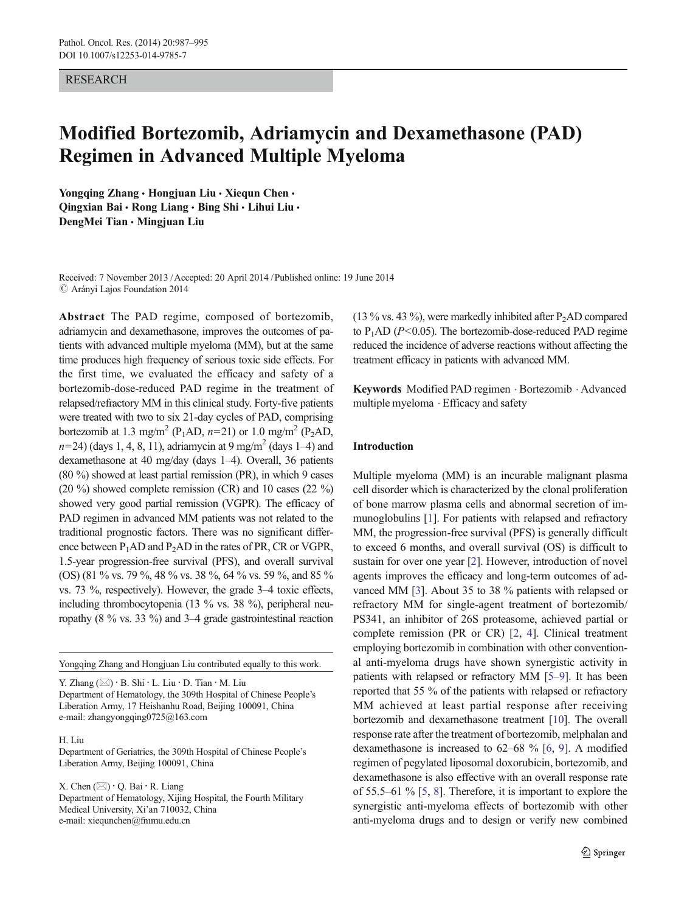RESEARCH

# Modified Bortezomib, Adriamycin and Dexamethasone (PAD) Regimen in Advanced Multiple Myeloma

**Yongqing Zhang · Hongjuan Liu · Xiequn Chen · Qingxian Bai · Rong Liang · Bing Shi · Lihui Liu · DengMei Tian · Mingjuan Liu**

Received: 7 November 2013 / Accepted: 20 April 2014 / Published online: 19 June 2014
© Arányi Lajos Foundation 2014

**Abstract** The PAD regime, composed of bortezomib, adriamycin and dexamethasone, improves the outcomes of patients with advanced multiple myeloma (MM), but at the same time produces high frequency of serious toxic side effects. For the first time, we evaluated the efficacy and safety of a bortezomib-dose-reduced PAD regime in the treatment of relapsed/refractory MM in this clinical study. Forty-five patients were treated with two to six 21-day cycles of PAD, comprising bortezomib at 1.3 mg/m$^2$ ($P_1$AD, $n$=21) or 1.0 mg/m$^2$ ($P_2$AD, $n$=24) (days 1, 4, 8, 11), adriamycin at 9 mg/m$^2$ (days 1–4) and dexamethasone at 40 mg/day (days 1–4). Overall, 36 patients (80 %) showed at least partial remission (PR), in which 9 cases (20 %) showed complete remission (CR) and 10 cases (22 %) showed very good partial remission (VGPR). The efficacy of PAD regimen in advanced MM patients was not related to the traditional prognostic factors. There was no significant difference between $P_1$AD and $P_2$AD in the rates of PR, CR or VGPR, 1.5-year progression-free survival (PFS), and overall survival (OS) (81 % vs. 79 %, 48 % vs. 38 %, 64 % vs. 59 %, and 85 % vs. 73 %, respectively). However, the grade 3–4 toxic effects, including thrombocytopenia (13 % vs. 38 %), peripheral neuropathy (8 % vs. 33 %) and 3–4 grade gastrointestinal reaction (13 % vs. 43 %), were markedly inhibited after $P_2$AD compared to $P_1$AD ($P<0.05$). The bortezomib-dose-reduced PAD regime reduced the incidence of adverse reactions without affecting the treatment efficacy in patients with advanced MM.

**Keywords** Modified PAD regimen · Bortezomib · Advanced multiple myeloma · Efficacy and safety

Yongqing Zhang and Hongjuan Liu contributed equally to this work.

Y. Zhang (✉) · B. Shi · L. Liu · D. Tian · M. Liu
Department of Hematology, the 309th Hospital of Chinese People's Liberation Army, 17 Heishanhu Road, Beijing 100091, China
e-mail: zhangyongqing0725@163.com

H. Liu
Department of Geriatrics, the 309th Hospital of Chinese People's Liberation Army, Beijing 100091, China

X. Chen (✉) · Q. Bai · R. Liang
Department of Hematology, Xijing Hospital, the Fourth Military Medical University, Xi'an 710032, China
e-mail: xiequnchen@fmmu.edu.cn

## Introduction

Multiple myeloma (MM) is an incurable malignant plasma cell disorder which is characterized by the clonal proliferation of bone marrow plasma cells and abnormal secretion of immunoglobulins [1]. For patients with relapsed and refractory MM, the progression-free survival (PFS) is generally difficult to exceed 6 months, and overall survival (OS) is difficult to sustain for over one year [2]. However, introduction of novel agents improves the efficacy and long-term outcomes of advanced MM [3]. About 35 to 38 % patients with relapsed or refractory MM for single-agent treatment of bortezomib/PS341, an inhibitor of 26S proteasome, achieved partial or complete remission (PR or CR) [2, 4]. Clinical treatment employing bortezomib in combination with other conventional anti-myeloma drugs have shown synergistic activity in patients with relapsed or refractory MM [5–9]. It has been reported that 55 % of the patients with relapsed or refractory MM achieved at least partial response after receiving bortezomib and dexamethasone treatment [10]. The overall response rate after the treatment of bortezomib, melphalan and dexamethasone is increased to 62–68 % [6, 9]. A modified regimen of pegylated liposomal doxorubicin, bortezomib, and dexamethasone is also effective with an overall response rate of 55.5–61 % [5, 8]. Therefore, it is important to explore the synergistic anti-myeloma effects of bortezomib with other anti-myeloma drugs and to design or verify new combined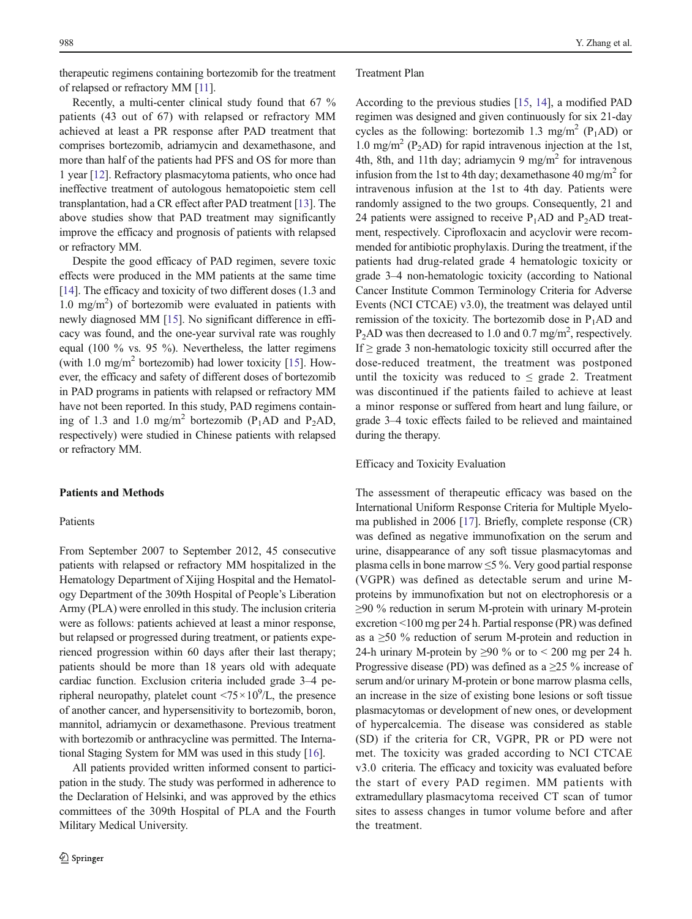therapeutic regimens containing bortezomib for the treatment of relapsed or refractory MM [11].

Recently, a multi-center clinical study found that 67 % patients (43 out of 67) with relapsed or refractory MM achieved at least a PR response after PAD treatment that comprises bortezomib, adriamycin and dexamethasone, and more than half of the patients had PFS and OS for more than 1 year [12]. Refractory plasmacytoma patients, who once had ineffective treatment of autologous hematopoietic stem cell transplantation, had a CR effect after PAD treatment [13]. The above studies show that PAD treatment may significantly improve the efficacy and prognosis of patients with relapsed or refractory MM.

Despite the good efficacy of PAD regimen, severe toxic effects were produced in the MM patients at the same time [14]. The efficacy and toxicity of two different doses (1.3 and 1.0 mg/m$^2$) of bortezomib were evaluated in patients with newly diagnosed MM [15]. No significant difference in efficacy was found, and the one-year survival rate was roughly equal (100 % vs. 95 %). Nevertheless, the latter regimens (with 1.0 mg/m$^2$ bortezomib) had lower toxicity [15]. However, the efficacy and safety of different doses of bortezomib in PAD programs in patients with relapsed or refractory MM have not been reported. In this study, PAD regimens containing of 1.3 and 1.0 mg/m$^2$ bortezomib ($P_1$AD and $P_2$AD, respectively) were studied in Chinese patients with relapsed or refractory MM.

## Patients and Methods

### Patients

From September 2007 to September 2012, 45 consecutive patients with relapsed or refractory MM hospitalized in the Hematology Department of Xijing Hospital and the Hematology Department of the 309th Hospital of People's Liberation Army (PLA) were enrolled in this study. The inclusion criteria were as follows: patients achieved at least a minor response, but relapsed or progressed during treatment, or patients experienced progression within 60 days after their last therapy; patients should be more than 18 years old with adequate cardiac function. Exclusion criteria included grade 3–4 peripheral neuropathy, platelet count $<75\times10^9$/L, the presence of another cancer, and hypersensitivity to bortezomib, boron, mannitol, adriamycin or dexamethasone. Previous treatment with bortezomib or anthracycline was permitted. The International Staging System for MM was used in this study [16].

All patients provided written informed consent to participation in the study. The study was performed in adherence to the Declaration of Helsinki, and was approved by the ethics committees of the 309th Hospital of PLA and the Fourth Military Medical University.

### Treatment Plan

According to the previous studies [15, 14], a modified PAD regimen was designed and given continuously for six 21-day cycles as the following: bortezomib 1.3 mg/m$^2$ ($P_1$AD) or 1.0 mg/m$^2$ ($P_2$AD) for rapid intravenous injection at the 1st, 4th, 8th, and 11th day; adriamycin 9 mg/m$^2$ for intravenous infusion from the 1st to 4th day; dexamethasone 40 mg/m$^2$ for intravenous infusion at the 1st to 4th day. Patients were randomly assigned to the two groups. Consequently, 21 and 24 patients were assigned to receive $P_1$AD and $P_2$AD treatment, respectively. Ciprofloxacin and acyclovir were recommended for antibiotic prophylaxis. During the treatment, if the patients had drug-related grade 4 hematologic toxicity or grade 3–4 non-hematologic toxicity (according to National Cancer Institute Common Terminology Criteria for Adverse Events (NCI CTCAE) v3.0), the treatment was delayed until remission of the toxicity. The bortezomib dose in $P_1$AD and $P_2$AD was then decreased to 1.0 and 0.7 mg/m$^2$, respectively. If $\geq$ grade 3 non-hematologic toxicity still occurred after the dose-reduced treatment, the treatment was postponed until the toxicity was reduced to $\leq$ grade 2. Treatment was discontinued if the patients failed to achieve at least a minor response or suffered from heart and lung failure, or grade 3–4 toxic effects failed to be relieved and maintained during the therapy.

### Efficacy and Toxicity Evaluation

The assessment of therapeutic efficacy was based on the International Uniform Response Criteria for Multiple Myeloma published in 2006 [17]. Briefly, complete response (CR) was defined as negative immunofixation on the serum and urine, disappearance of any soft tissue plasmacytomas and plasma cells in bone marrow $\leq$5 %. Very good partial response (VGPR) was defined as detectable serum and urine M-proteins by immunofixation but not on electrophoresis or a $\geq$90 % reduction in serum M-protein with urinary M-protein excretion <100 mg per 24 h. Partial response (PR) was defined as a $\geq$50 % reduction of serum M-protein and reduction in 24-h urinary M-protein by $\geq$90 % or to < 200 mg per 24 h. Progressive disease (PD) was defined as a $\geq$25 % increase of serum and/or urinary M-protein or bone marrow plasma cells, an increase in the size of existing bone lesions or soft tissue plasmacytomas or development of new ones, or development of hypercalcemia. The disease was considered as stable (SD) if the criteria for CR, VGPR, PR or PD were not met. The toxicity was graded according to NCI CTCAE v3.0 criteria. The efficacy and toxicity was evaluated before the start of every PAD regimen. MM patients with extramedullary plasmacytoma received CT scan of tumor sites to assess changes in tumor volume before and after the treatment.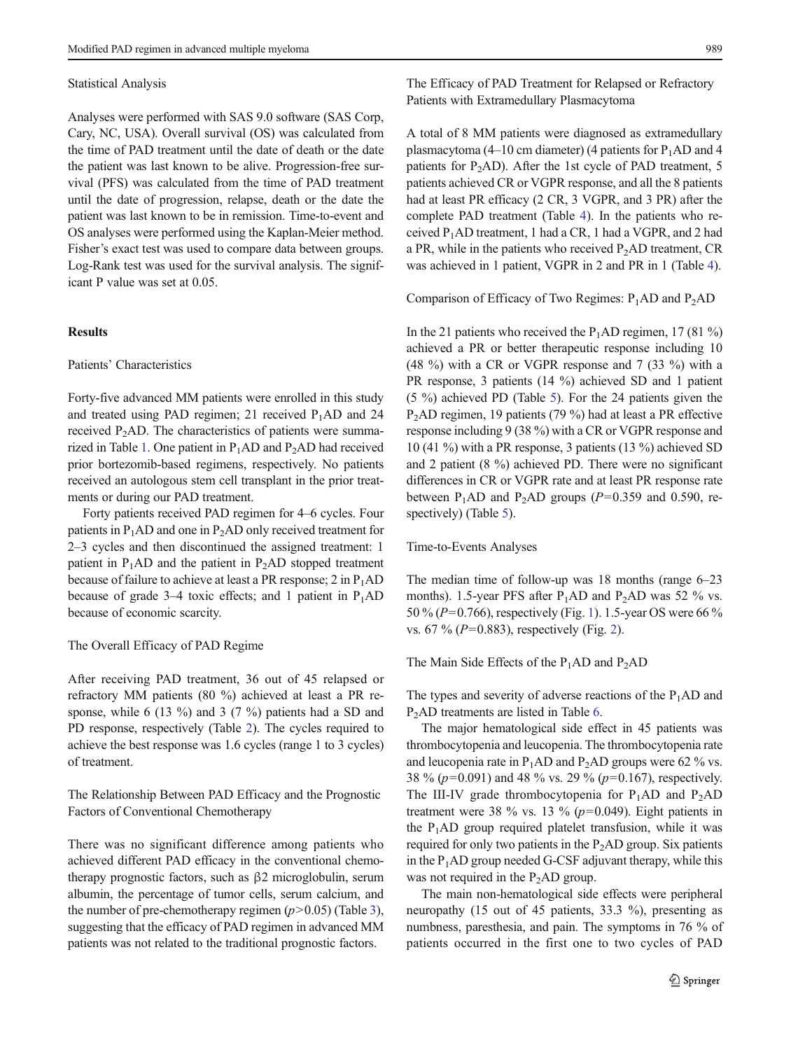### Statistical Analysis

Analyses were performed with SAS 9.0 software (SAS Corp, Cary, NC, USA). Overall survival (OS) was calculated from the time of PAD treatment until the date of death or the date the patient was last known to be alive. Progression-free survival (PFS) was calculated from the time of PAD treatment until the date of progression, relapse, death or the date the patient was last known to be in remission. Time-to-event and OS analyses were performed using the Kaplan-Meier method. Fisher's exact test was used to compare data between groups. Log-Rank test was used for the survival analysis. The significant P value was set at 0.05.

## Results

### Patients' Characteristics

Forty-five advanced MM patients were enrolled in this study and treated using PAD regimen; 21 received $P_1$AD and 24 received $P_2$AD. The characteristics of patients were summarized in Table 1. One patient in $P_1$AD and $P_2$AD had received prior bortezomib-based regimens, respectively. No patients received an autologous stem cell transplant in the prior treatments or during our PAD treatment.

Forty patients received PAD regimen for 4–6 cycles. Four patients in $P_1$AD and one in $P_2$AD only received treatment for 2–3 cycles and then discontinued the assigned treatment: 1 patient in $P_1$AD and the patient in $P_2$AD stopped treatment because of failure to achieve at least a PR response; 2 in $P_1$AD because of grade 3–4 toxic effects; and 1 patient in $P_1$AD because of economic scarcity.

### The Overall Efficacy of PAD Regime

After receiving PAD treatment, 36 out of 45 relapsed or refractory MM patients (80 %) achieved at least a PR response, while 6 (13 %) and 3 (7 %) patients had a SD and PD response, respectively (Table 2). The cycles required to achieve the best response was 1.6 cycles (range 1 to 3 cycles) of treatment.

### The Relationship Between PAD Efficacy and the Prognostic Factors of Conventional Chemotherapy

There was no significant difference among patients who achieved different PAD efficacy in the conventional chemotherapy prognostic factors, such as β2 microglobulin, serum albumin, the percentage of tumor cells, serum calcium, and the number of pre-chemotherapy regimen ($p>0.05$) (Table 3), suggesting that the efficacy of PAD regimen in advanced MM patients was not related to the traditional prognostic factors.

### The Efficacy of PAD Treatment for Relapsed or Refractory Patients with Extramedullary Plasmacytoma

A total of 8 MM patients were diagnosed as extramedullary plasmacytoma (4–10 cm diameter) (4 patients for $P_1$AD and 4 patients for $P_2$AD). After the 1st cycle of PAD treatment, 5 patients achieved CR or VGPR response, and all the 8 patients had at least PR efficacy (2 CR, 3 VGPR, and 3 PR) after the complete PAD treatment (Table 4). In the patients who received $P_1$AD treatment, 1 had a CR, 1 had a VGPR, and 2 had a PR, while in the patients who received $P_2$AD treatment, CR was achieved in 1 patient, VGPR in 2 and PR in 1 (Table 4).

### Comparison of Efficacy of Two Regimes: $P_1$AD and $P_2$AD

In the 21 patients who received the $P_1$AD regimen, 17 (81 %) achieved a PR or better therapeutic response including 10 (48 %) with a CR or VGPR response and 7 (33 %) with a PR response, 3 patients (14 %) achieved SD and 1 patient (5 %) achieved PD (Table 5). For the 24 patients given the $P_2$AD regimen, 19 patients (79 %) had at least a PR effective response including 9 (38 %) with a CR or VGPR response and 10 (41 %) with a PR response, 3 patients (13 %) achieved SD and 2 patient (8 %) achieved PD. There were no significant differences in CR or VGPR rate and at least PR response rate between $P_1$AD and $P_2$AD groups ($P=0.359$ and 0.590, respectively) (Table 5).

### Time-to-Events Analyses

The median time of follow-up was 18 months (range 6–23 months). 1.5-year PFS after $P_1$AD and $P_2$AD was 52 % vs. 50 % ($P=0.766$), respectively (Fig. 1). 1.5-year OS were 66 % vs. 67 % ($P=0.883$), respectively (Fig. 2).

### The Main Side Effects of the $P_1$AD and $P_2$AD

The types and severity of adverse reactions of the $P_1$AD and $P_2$AD treatments are listed in Table 6.

The major hematological side effect in 45 patients was thrombocytopenia and leucopenia. The thrombocytopenia rate and leucopenia rate in $P_1$AD and $P_2$AD groups were 62 % vs. 38 % ($p=0.091$) and 48 % vs. 29 % ($p=0.167$), respectively. The III-IV grade thrombocytopenia for $P_1$AD and $P_2$AD treatment were 38 % vs. 13 % ($p=0.049$). Eight patients in the $P_1$AD group required platelet transfusion, while it was required for only two patients in the $P_2$AD group. Six patients in the $P_1$AD group needed G-CSF adjuvant therapy, while this was not required in the $P_2$AD group.

The main non-hematological side effects were peripheral neuropathy (15 out of 45 patients, 33.3 %), presenting as numbness, paresthesia, and pain. The symptoms in 76 % of patients occurred in the first one to two cycles of PAD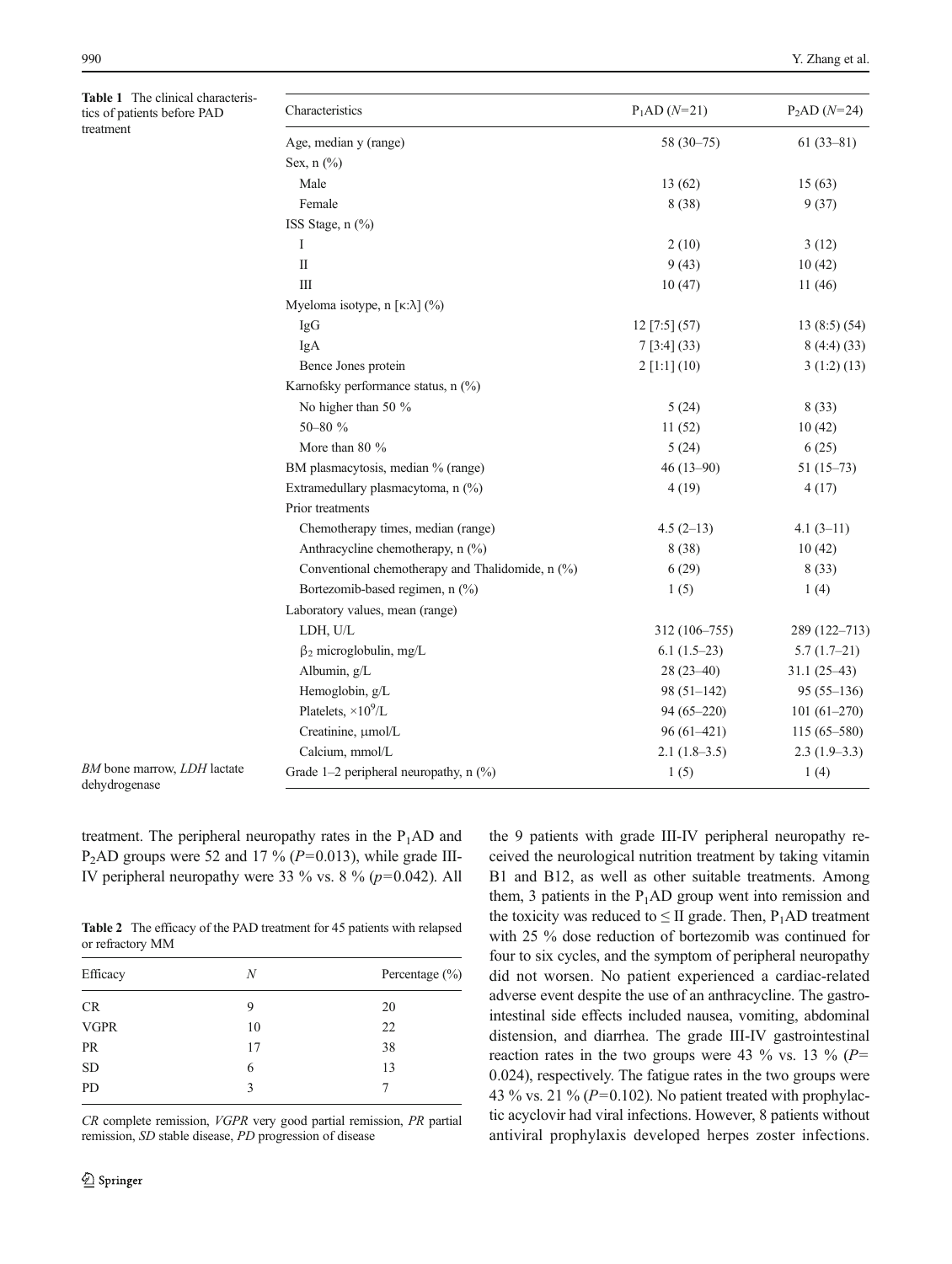**Table 1** The clinical characteristics of patients before PAD treatment

| Characteristics | $P_1$AD ($N$=21) | $P_2$AD ($N$=24) |
|---|---|---|
| Age, median y (range) | 58 (30–75) | 61 (33–81) |
| Sex, n (%) | | |
| Male | 13 (62) | 15 (63) |
| Female | 8 (38) | 9 (37) |
| ISS Stage, n (%) | | |
| I | 2 (10) | 3 (12) |
| II | 9 (43) | 10 (42) |
| III | 10 (47) | 11 (46) |
| Myeloma isotype, n [κ:λ] (%) | | |
| IgG | 12 [7:5] (57) | 13 (8:5) (54) |
| IgA | 7 [3:4] (33) | 8 (4:4) (33) |
| Bence Jones protein | 2 [1:1] (10) | 3 (1:2) (13) |
| Karnofsky performance status, n (%) | | |
| No higher than 50 % | 5 (24) | 8 (33) |
| 50–80 % | 11 (52) | 10 (42) |
| More than 80 % | 5 (24) | 6 (25) |
| BM plasmacytosis, median % (range) | 46 (13–90) | 51 (15–73) |
| Extramedullary plasmacytoma, n (%) | 4 (19) | 4 (17) |
| Prior treatments | | |
| Chemotherapy times, median (range) | 4.5 (2–13) | 4.1 (3–11) |
| Anthracycline chemotherapy, n (%) | 8 (38) | 10 (42) |
| Conventional chemotherapy and Thalidomide, n (%) | 6 (29) | 8 (33) |
| Bortezomib-based regimen, n (%) | 1 (5) | 1 (4) |
| Laboratory values, mean (range) | | |
| LDH, U/L | 312 (106–755) | 289 (122–713) |
| $\beta_2$ microglobulin, mg/L | 6.1 (1.5–23) | 5.7 (1.7–21) |
| Albumin, g/L | 28 (23–40) | 31.1 (25–43) |
| Hemoglobin, g/L | 98 (51–142) | 95 (55–136) |
| Platelets, $\times 10^9$/L | 94 (65–220) | 101 (61–270) |
| Creatinine, μmol/L | 96 (61–421) | 115 (65–580) |
| Calcium, mmol/L | 2.1 (1.8–3.5) | 2.3 (1.9–3.3) |
| Grade 1–2 peripheral neuropathy, n (%) | 1 (5) | 1 (4) |

*BM* bone marrow, *LDH* lactate dehydrogenase

treatment. The peripheral neuropathy rates in the $P_1$AD and $P_2$AD groups were 52 and 17 % ($P$=0.013), while grade III-IV peripheral neuropathy were 33 % vs. 8 % ($p$=0.042). All the 9 patients with grade III-IV peripheral neuropathy received the neurological nutrition treatment by taking vitamin B1 and B12, as well as other suitable treatments. Among them, 3 patients in the $P_1$AD group went into remission and the toxicity was reduced to ≤ II grade. Then, $P_1$AD treatment with 25 % dose reduction of bortezomib was continued for four to six cycles, and the symptom of peripheral neuropathy did not worsen. No patient experienced a cardiac-related adverse event despite the use of an anthracycline. The gastrointestinal side effects included nausea, vomiting, abdominal distension, and diarrhea. The grade III-IV gastrointestinal reaction rates in the two groups were 43 % vs. 13 % ($P$= 0.024), respectively. The fatigue rates in the two groups were 43 % vs. 21 % ($P$=0.102). No patient treated with prophylactic acyclovir had viral infections. However, 8 patients without antiviral prophylaxis developed herpes zoster infections.

**Table 2** The efficacy of the PAD treatment for 45 patients with relapsed or refractory MM

| Efficacy | $N$ | Percentage (%) |
|---|---|---|
| CR | 9 | 20 |
| VGPR | 10 | 22 |
| PR | 17 | 38 |
| SD | 6 | 13 |
| PD | 3 | 7 |

*CR* complete remission, *VGPR* very good partial remission, *PR* partial remission, *SD* stable disease, *PD* progression of disease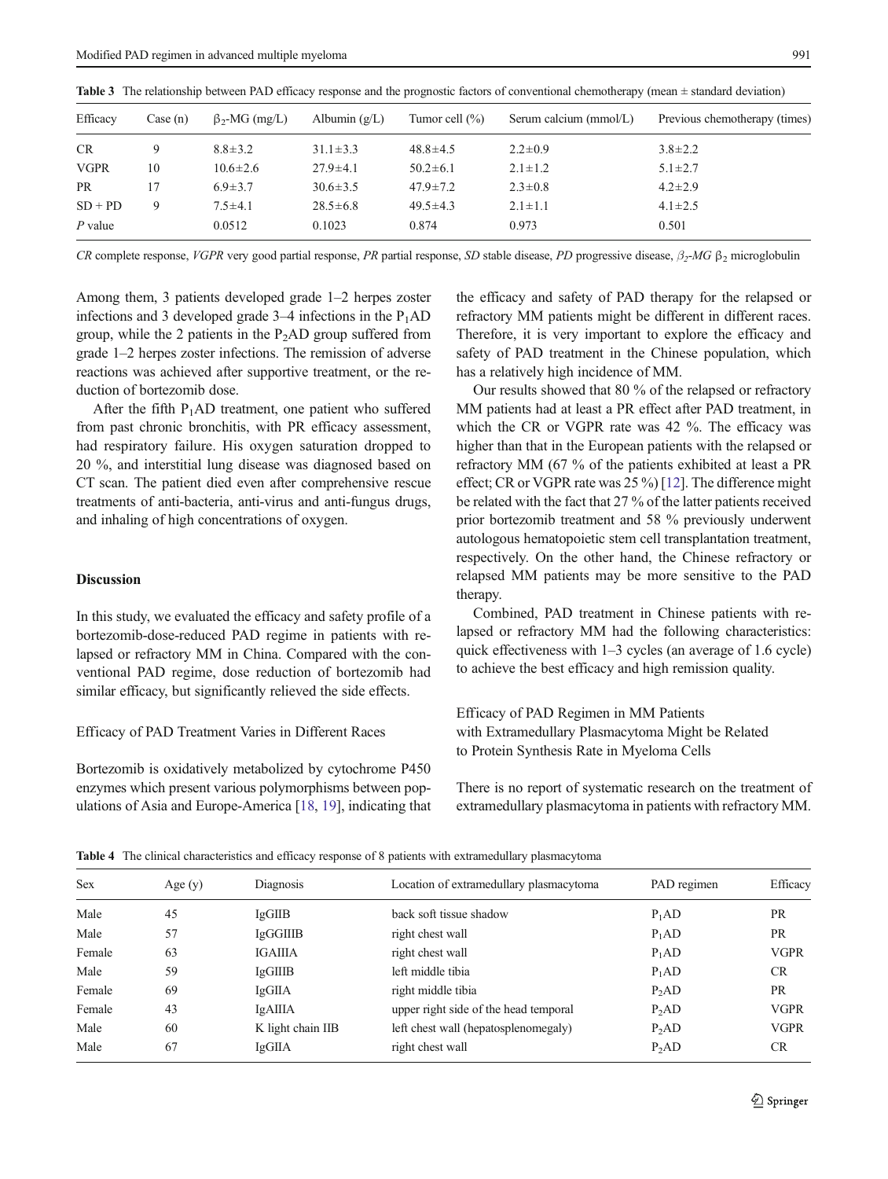**Table 3** The relationship between PAD efficacy response and the prognostic factors of conventional chemotherapy (mean ± standard deviation)

| Efficacy | Case (n) | $\beta_2$-MG (mg/L) | Albumin (g/L) | Tumor cell (%) | Serum calcium (mmol/L) | Previous chemotherapy (times) |
|---|---|---|---|---|---|---|
| CR | 9 | 8.8±3.2 | 31.1±3.3 | 48.8±4.5 | 2.2±0.9 | 3.8±2.2 |
| VGPR | 10 | 10.6±2.6 | 27.9±4.1 | 50.2±6.1 | 2.1±1.2 | 5.1±2.7 |
| PR | 17 | 6.9±3.7 | 30.6±3.5 | 47.9±7.2 | 2.3±0.8 | 4.2±2.9 |
| SD + PD | 9 | 7.5±4.1 | 28.5±6.8 | 49.5±4.3 | 2.1±1.1 | 4.1±2.5 |
| *P* value | | 0.0512 | 0.1023 | 0.874 | 0.973 | 0.501 |

*CR* complete response, *VGPR* very good partial response, *PR* partial response, *SD* stable disease, *PD* progressive disease, *$\beta_2$-MG* $\beta_2$ microglobulin

Among them, 3 patients developed grade 1–2 herpes zoster infections and 3 developed grade 3–4 infections in the $P_1$AD group, while the 2 patients in the $P_2$AD group suffered from grade 1–2 herpes zoster infections. The remission of adverse reactions was achieved after supportive treatment, or the reduction of bortezomib dose.

After the fifth $P_1$AD treatment, one patient who suffered from past chronic bronchitis, with PR efficacy assessment, had respiratory failure. His oxygen saturation dropped to 20 %, and interstitial lung disease was diagnosed based on CT scan. The patient died even after comprehensive rescue treatments of anti-bacteria, anti-virus and anti-fungus drugs, and inhaling of high concentrations of oxygen.

## Discussion

In this study, we evaluated the efficacy and safety profile of a bortezomib-dose-reduced PAD regime in patients with relapsed or refractory MM in China. Compared with the conventional PAD regime, dose reduction of bortezomib had similar efficacy, but significantly relieved the side effects.

### Efficacy of PAD Treatment Varies in Different Races

Bortezomib is oxidatively metabolized by cytochrome P450 enzymes which present various polymorphisms between populations of Asia and Europe-America [18, 19], indicating that the efficacy and safety of PAD therapy for the relapsed or refractory MM patients might be different in different races. Therefore, it is very important to explore the efficacy and safety of PAD treatment in the Chinese population, which has a relatively high incidence of MM.

Our results showed that 80 % of the relapsed or refractory MM patients had at least a PR effect after PAD treatment, in which the CR or VGPR rate was 42 %. The efficacy was higher than that in the European patients with the relapsed or refractory MM (67 % of the patients exhibited at least a PR effect; CR or VGPR rate was 25 %) [12]. The difference might be related with the fact that 27 % of the latter patients received prior bortezomib treatment and 58 % previously underwent autologous hematopoietic stem cell transplantation treatment, respectively. On the other hand, the Chinese refractory or relapsed MM patients may be more sensitive to the PAD therapy.

Combined, PAD treatment in Chinese patients with relapsed or refractory MM had the following characteristics: quick effectiveness with 1–3 cycles (an average of 1.6 cycle) to achieve the best efficacy and high remission quality.

### Efficacy of PAD Regimen in MM Patients with Extramedullary Plasmacytoma Might be Related to Protein Synthesis Rate in Myeloma Cells

There is no report of systematic research on the treatment of extramedullary plasmacytoma in patients with refractory MM.

**Table 4** The clinical characteristics and efficacy response of 8 patients with extramedullary plasmacytoma

| Sex | Age (y) | Diagnosis | Location of extramedullary plasmacytoma | PAD regimen | Efficacy |
|---|---|---|---|---|---|
| Male | 45 | IgGIIB | back soft tissue shadow | $P_1$AD | PR |
| Male | 57 | IgGGIIIB | right chest wall | $P_1$AD | PR |
| Female | 63 | IGAIIIA | right chest wall | $P_1$AD | VGPR |
| Male | 59 | IgGIIIB | left middle tibia | $P_1$AD | CR |
| Female | 69 | IgGIIA | right middle tibia | $P_2$AD | PR |
| Female | 43 | IgAIIIA | upper right side of the head temporal | $P_2$AD | VGPR |
| Male | 60 | K light chain IIB | left chest wall (hepatosplenomegaly) | $P_2$AD | VGPR |
| Male | 67 | IgGIIA | right chest wall | $P_2$AD | CR |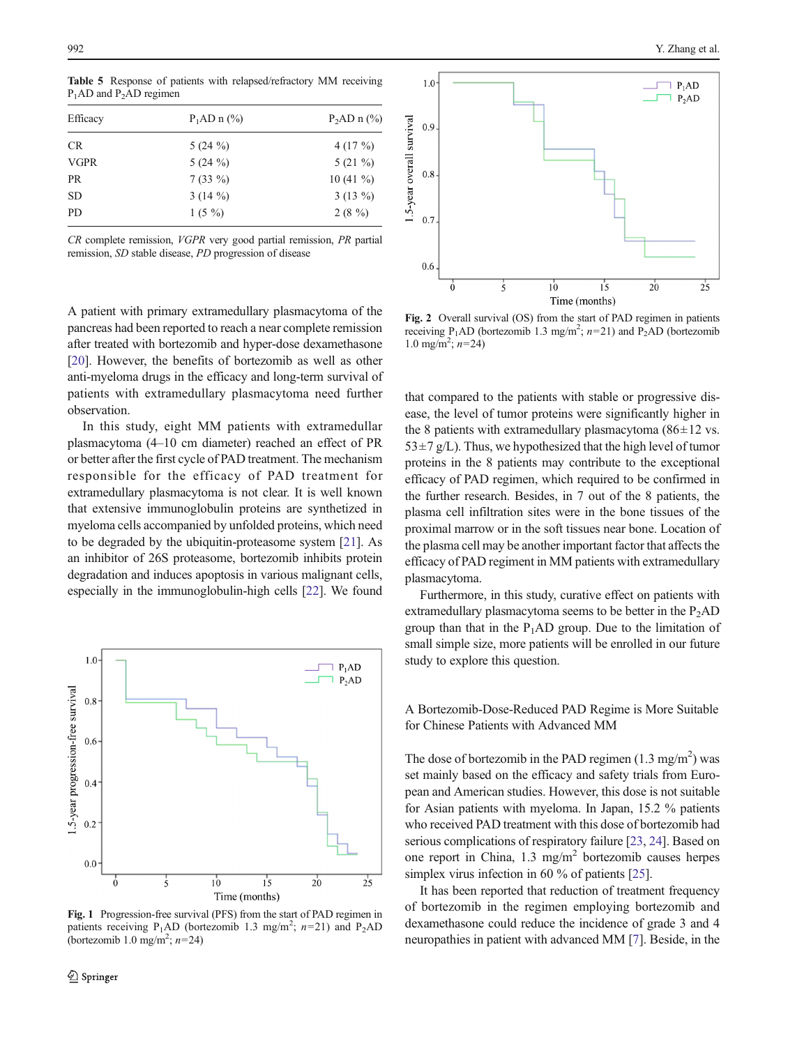**Table 5** Response of patients with relapsed/refractory MM receiving $P_1AD$ and $P_2AD$ regimen

| Efficacy | $P_1AD$ n (%) | $P_2AD$ n (%) |
|---|---|---|
| CR | 5 (24 %) | 4 (17 %) |
| VGPR | 5 (24 %) | 5 (21 %) |
| PR | 7 (33 %) | 10 (41 %) |
| SD | 3 (14 %) | 3 (13 %) |
| PD | 1 (5 %) | 2 (8 %) |

*CR* complete remission, *VGPR* very good partial remission, *PR* partial remission, *SD* stable disease, *PD* progression of disease

A patient with primary extramedullary plasmacytoma of the pancreas had been reported to reach a near complete remission after treated with bortezomib and hyper-dose dexamethasone [20]. However, the benefits of bortezomib as well as other anti-myeloma drugs in the efficacy and long-term survival of patients with extramedullary plasmacytoma need further observation.

In this study, eight MM patients with extramedullar plasmacytoma (4–10 cm diameter) reached an effect of PR or better after the first cycle of PAD treatment. The mechanism responsible for the efficacy of PAD treatment for extramedullary plasmacytoma is not clear. It is well known that extensive immunoglobulin proteins are synthetized in myeloma cells accompanied by unfolded proteins, which need to be degraded by the ubiquitin-proteasome system [21]. As an inhibitor of 26S proteasome, bortezomib inhibits protein degradation and induces apoptosis in various malignant cells, especially in the immunoglobulin-high cells [22]. We found that compared to the patients with stable or progressive disease, the level of tumor proteins were significantly higher in the 8 patients with extramedullary plasmacytoma (86±12 vs. 53±7 g/L). Thus, we hypothesized that the high level of tumor proteins in the 8 patients may contribute to the exceptional efficacy of PAD regimen, which required to be confirmed in the further research. Besides, in 7 out of the 8 patients, the plasma cell infiltration sites were in the bone tissues of the proximal marrow or in the soft tissues near bone. Location of the plasma cell may be another important factor that affects the efficacy of PAD regiment in MM patients with extramedullary plasmacytoma.

Furthermore, in this study, curative effect on patients with extramedullary plasmacytoma seems to be better in the $P_2AD$ group than that in the $P_1AD$ group. Due to the limitation of small simple size, more patients will be enrolled in our future study to explore this question.

**Fig. 1** Progression-free survival (PFS) from the start of PAD regimen in patients receiving $P_1AD$ (bortezomib 1.3 mg/m$^2$; $n$=21) and $P_2AD$ (bortezomib 1.0 mg/m$^2$; $n$=24)

**Fig. 2** Overall survival (OS) from the start of PAD regimen in patients receiving $P_1AD$ (bortezomib 1.3 mg/m$^2$; $n$=21) and $P_2AD$ (bortezomib 1.0 mg/m$^2$; $n$=24)

## A Bortezomib-Dose-Reduced PAD Regime is More Suitable for Chinese Patients with Advanced MM

The dose of bortezomib in the PAD regimen (1.3 mg/m$^2$) was set mainly based on the efficacy and safety trials from European and American studies. However, this dose is not suitable for Asian patients with myeloma. In Japan, 15.2 % patients who received PAD treatment with this dose of bortezomib had serious complications of respiratory failure [23, 24]. Based on one report in China, 1.3 mg/m$^2$ bortezomib causes herpes simplex virus infection in 60 % of patients [25].

It has been reported that reduction of treatment frequency of bortezomib in the regimen employing bortezomib and dexamethasone could reduce the incidence of grade 3 and 4 neuropathies in patient with advanced MM [7]. Beside, in the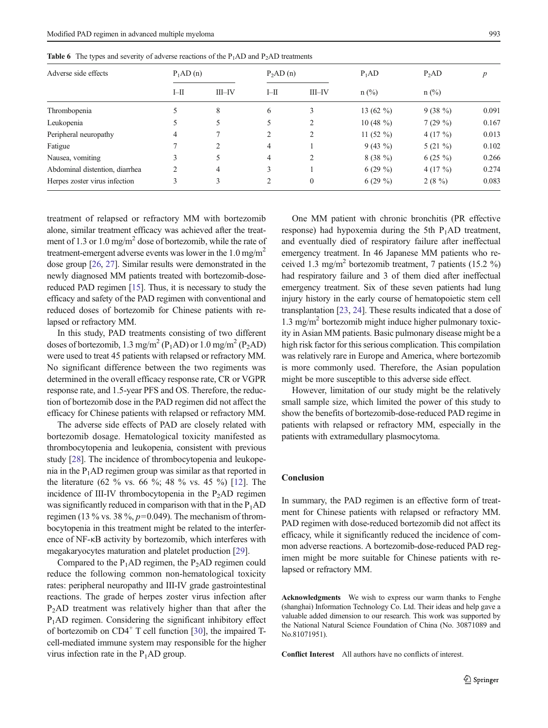**Table 6** The types and severity of adverse reactions of the $P_1$AD and $P_2$AD treatments

| Adverse side effects | $P_1$AD (n) | | $P_2$AD (n) | | $P_1$AD | $P_2$AD | $p$ |
|---|---|---|---|---|---|---|---|
| | I–II | III–IV | I–II | III–IV | n (%) | n (%) | |
| Thrombopenia | 5 | 8 | 6 | 3 | 13 (62 %) | 9 (38 %) | 0.091 |
| Leukopenia | 5 | 5 | 5 | 2 | 10 (48 %) | 7 (29 %) | 0.167 |
| Peripheral neuropathy | 4 | 7 | 2 | 2 | 11 (52 %) | 4 (17 %) | 0.013 |
| Fatigue | 7 | 2 | 4 | 1 | 9 (43 %) | 5 (21 %) | 0.102 |
| Nausea, vomiting | 3 | 5 | 4 | 2 | 8 (38 %) | 6 (25 %) | 0.266 |
| Abdominal distention, diarrhea | 2 | 4 | 3 | 1 | 6 (29 %) | 4 (17 %) | 0.274 |
| Herpes zoster virus infection | 3 | 3 | 2 | 0 | 6 (29 %) | 2 (8 %) | 0.083 |

treatment of relapsed or refractory MM with bortezomib alone, similar treatment efficacy was achieved after the treatment of 1.3 or 1.0 mg/m$^2$ dose of bortezomib, while the rate of treatment-emergent adverse events was lower in the 1.0 mg/m$^2$ dose group [26, 27]. Similar results were demonstrated in the newly diagnosed MM patients treated with bortezomib-dose-reduced PAD regimen [15]. Thus, it is necessary to study the efficacy and safety of the PAD regimen with conventional and reduced doses of bortezomib for Chinese patients with relapsed or refractory MM.

In this study, PAD treatments consisting of two different doses of bortezomib, 1.3 mg/m$^2$ ($P_1$AD) or 1.0 mg/m$^2$ ($P_2$AD) were used to treat 45 patients with relapsed or refractory MM. No significant difference between the two regiments was determined in the overall efficacy response rate, CR or VGPR response rate, and 1.5-year PFS and OS. Therefore, the reduction of bortezomib dose in the PAD regimen did not affect the efficacy for Chinese patients with relapsed or refractory MM.

The adverse side effects of PAD are closely related with bortezomib dosage. Hematological toxicity manifested as thrombocytopenia and leukopenia, consistent with previous study [28]. The incidence of thrombocytopenia and leukopenia in the $P_1$AD regimen group was similar as that reported in the literature (62 % vs. 66 %; 48 % vs. 45 %) [12]. The incidence of III-IV thrombocytopenia in the $P_2$AD regimen was significantly reduced in comparison with that in the $P_1$AD regimen (13 % vs. 38 %, $p=0.049$). The mechanism of thrombocytopenia in this treatment might be related to the interference of NF-κB activity by bortezomib, which interferes with megakaryocytes maturation and platelet production [29].

Compared to the $P_1$AD regimen, the $P_2$AD regimen could reduce the following common non-hematological toxicity rates: peripheral neuropathy and III-IV grade gastrointestinal reactions. The grade of herpes zoster virus infection after $P_2$AD treatment was relatively higher than that after the $P_1$AD regimen. Considering the significant inhibitory effect of bortezomib on CD4$^+$ T cell function [30], the impaired T-cell-mediated immune system may responsible for the higher virus infection rate in the $P_1$AD group.

One MM patient with chronic bronchitis (PR effective response) had hypoxemia during the 5th $P_1$AD treatment, and eventually died of respiratory failure after ineffectual emergency treatment. In 46 Japanese MM patients who received 1.3 mg/m$^2$ bortezomib treatment, 7 patients (15.2 %) had respiratory failure and 3 of them died after ineffectual emergency treatment. Six of these seven patients had lung injury history in the early course of hematopoietic stem cell transplantation [23, 24]. These results indicated that a dose of 1.3 mg/m$^2$ bortezomib might induce higher pulmonary toxicity in Asian MM patients. Basic pulmonary disease might be a high risk factor for this serious complication. This compilation was relatively rare in Europe and America, where bortezomib is more commonly used. Therefore, the Asian population might be more susceptible to this adverse side effect.

However, limitation of our study might be the relatively small sample size, which limited the power of this study to show the benefits of bortezomib-dose-reduced PAD regime in patients with relapsed or refractory MM, especially in the patients with extramedullary plasmocytoma.

## Conclusion

In summary, the PAD regimen is an effective form of treatment for Chinese patients with relapsed or refractory MM. PAD regimen with dose-reduced bortezomib did not affect its efficacy, while it significantly reduced the incidence of common adverse reactions. A bortezomib-dose-reduced PAD regimen might be more suitable for Chinese patients with relapsed or refractory MM.

**Acknowledgments** We wish to express our warm thanks to Fenghe (shanghai) Information Technology Co. Ltd. Their ideas and help gave a valuable added dimension to our research. This work was supported by the National Natural Science Foundation of China (No. 30871089 and No.81071951).

**Conflict Interest** All authors have no conflicts of interest.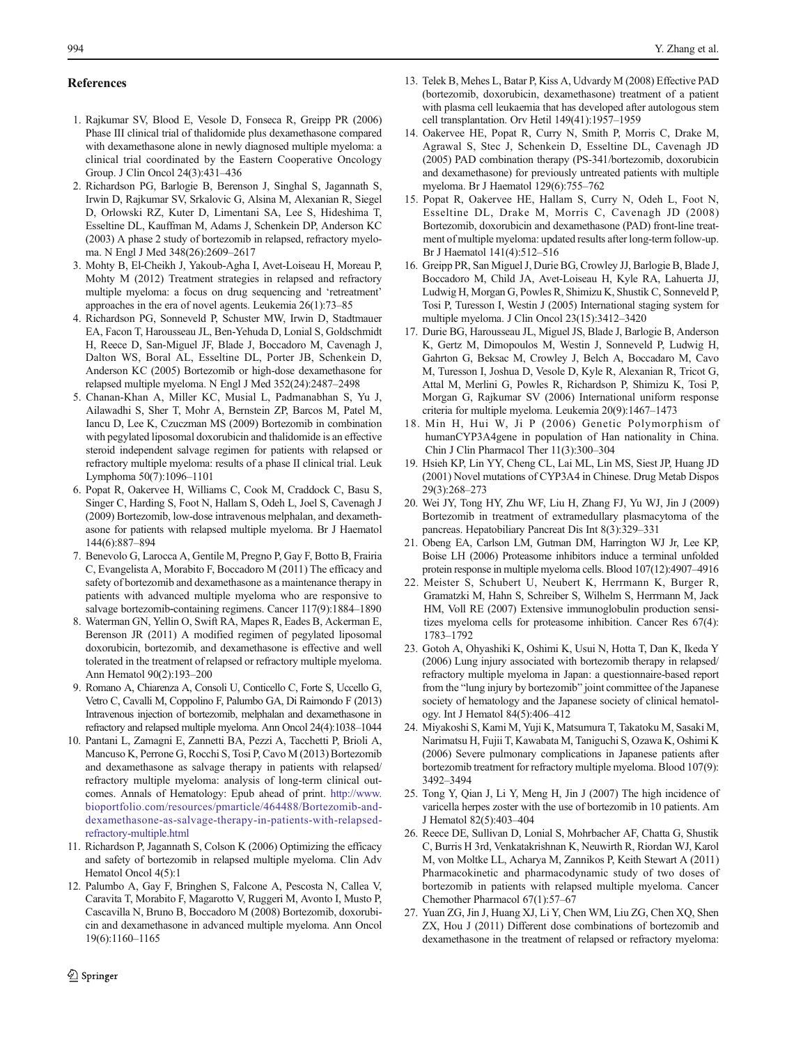## References

1. Rajkumar SV, Blood E, Vesole D, Fonseca R, Greipp PR (2006) Phase III clinical trial of thalidomide plus dexamethasone compared with dexamethasone alone in newly diagnosed multiple myeloma: a clinical trial coordinated by the Eastern Cooperative Oncology Group. J Clin Oncol 24(3):431–436
2. Richardson PG, Barlogie B, Berenson J, Singhal S, Jagannath S, Irwin D, Rajkumar SV, Srkalovic G, Alsina M, Alexanian R, Siegel D, Orlowski RZ, Kuter D, Limentani SA, Lee S, Hideshima T, Esseltine DL, Kauffman M, Adams J, Schenkein DP, Anderson KC (2003) A phase 2 study of bortezomib in relapsed, refractory myeloma. N Engl J Med 348(26):2609–2617
3. Mohty B, El-Cheikh J, Yakoub-Agha I, Avet-Loiseau H, Moreau P, Mohty M (2012) Treatment strategies in relapsed and refractory multiple myeloma: a focus on drug sequencing and 'retreatment' approaches in the era of novel agents. Leukemia 26(1):73–85
4. Richardson PG, Sonneveld P, Schuster MW, Irwin D, Stadtmauer EA, Facon T, Harousseau JL, Ben-Yehuda D, Lonial S, Goldschmidt H, Reece D, San-Miguel JF, Blade J, Boccadoro M, Cavenagh J, Dalton WS, Boral AL, Esseltine DL, Porter JB, Schenkein D, Anderson KC (2005) Bortezomib or high-dose dexamethasone for relapsed multiple myeloma. N Engl J Med 352(24):2487–2498
5. Chanan-Khan A, Miller KC, Musial L, Padmanabhan S, Yu J, Ailawadhi S, Sher T, Mohr A, Bernstein ZP, Barcos M, Patel M, Iancu D, Lee K, Czuczman MS (2009) Bortezomib in combination with pegylated liposomal doxorubicin and thalidomide is an effective steroid independent salvage regimen for patients with relapsed or refractory multiple myeloma: results of a phase II clinical trial. Leuk Lymphoma 50(7):1096–1101
6. Popat R, Oakervee H, Williams C, Cook M, Craddock C, Basu S, Singer C, Harding S, Foot N, Hallam S, Odeh L, Joel S, Cavenagh J (2009) Bortezomib, low-dose intravenous melphalan, and dexamethasone for patients with relapsed multiple myeloma. Br J Haematol 144(6):887–894
7. Benevolo G, Larocca A, Gentile M, Pregno P, Gay F, Botto B, Frairia C, Evangelista A, Morabito F, Boccadoro M (2011) The efficacy and safety of bortezomib and dexamethasone as a maintenance therapy in patients with advanced multiple myeloma who are responsive to salvage bortezomib-containing regimens. Cancer 117(9):1884–1890
8. Waterman GN, Yellin O, Swift RA, Mapes R, Eades B, Ackerman E, Berenson JR (2011) A modified regimen of pegylated liposomal doxorubicin, bortezomib, and dexamethasone is effective and well tolerated in the treatment of relapsed or refractory multiple myeloma. Ann Hematol 90(2):193–200
9. Romano A, Chiarenza A, Consoli U, Conticello C, Forte S, Uccello G, Vetro C, Cavalli M, Coppolino F, Palumbo GA, Di Raimondo F (2013) Intravenous injection of bortezomib, melphalan and dexamethasone in refractory and relapsed multiple myeloma. Ann Oncol 24(4):1038–1044
10. Pantani L, Zamagni E, Zannetti BA, Pezzi A, Tacchetti P, Brioli A, Mancuso K, Perrone G, Rocchi S, Tosi P, Cavo M (2013) Bortezomib and dexamethasone as salvage therapy in patients with relapsed/refractory multiple myeloma: analysis of long-term clinical outcomes. Annals of Hematology: Epub ahead of print. http://www.bioportfolio.com/resources/pmarticle/464488/Bortezomib-and-dexamethasone-as-salvage-therapy-in-patients-with-relapsed-refractory-multiple.html
11. Richardson P, Jagannath S, Colson K (2006) Optimizing the efficacy and safety of bortezomib in relapsed multiple myeloma. Clin Adv Hematol Oncol 4(5):1
12. Palumbo A, Gay F, Bringhen S, Falcone A, Pescosta N, Callea V, Caravita T, Morabito F, Magarotto V, Ruggeri M, Avonto I, Musto P, Cascavilla N, Bruno B, Boccadoro M (2008) Bortezomib, doxorubicin and dexamethasone in advanced multiple myeloma. Ann Oncol 19(6):1160–1165
13. Telek B, Mehes L, Batar P, Kiss A, Udvardy M (2008) Effective PAD (bortezomib, doxorubicin, dexamethasone) treatment of a patient with plasma cell leukaemia that has developed after autologous stem cell transplantation. Orv Hetil 149(41):1957–1959
14. Oakervee HE, Popat R, Curry N, Smith P, Morris C, Drake M, Agrawal S, Stec J, Schenkein D, Esseltine DL, Cavenagh JD (2005) PAD combination therapy (PS-341/bortezomib, doxorubicin and dexamethasone) for previously untreated patients with multiple myeloma. Br J Haematol 129(6):755–762
15. Popat R, Oakervee HE, Hallam S, Curry N, Odeh L, Foot N, Esseltine DL, Drake M, Morris C, Cavenagh JD (2008) Bortezomib, doxorubicin and dexamethasone (PAD) front-line treatment of multiple myeloma: updated results after long-term follow-up. Br J Haematol 141(4):512–516
16. Greipp PR, San Miguel J, Durie BG, Crowley JJ, Barlogie B, Blade J, Boccadoro M, Child JA, Avet-Loiseau H, Kyle RA, Lahuerta JJ, Ludwig H, Morgan G, Powles R, Shimizu K, Shustik C, Sonneveld P, Tosi P, Turesson I, Westin J (2005) International staging system for multiple myeloma. J Clin Oncol 23(15):3412–3420
17. Durie BG, Harousseau JL, Miguel JS, Blade J, Barlogie B, Anderson K, Gertz M, Dimopoulos M, Westin J, Sonneveld P, Ludwig H, Gahrton G, Beksac M, Crowley J, Belch A, Boccadaro M, Cavo M, Turesson I, Joshua D, Vesole D, Kyle R, Alexanian R, Tricot G, Attal M, Merlini G, Powles R, Richardson P, Shimizu K, Tosi P, Morgan G, Rajkumar SV (2006) International uniform response criteria for multiple myeloma. Leukemia 20(9):1467–1473
18. Min H, Hui W, Ji P (2006) Genetic Polymorphism of humanCYP3A4gene in population of Han nationality in China. Chin J Clin Pharmacol Ther 11(3):300–304
19. Hsieh KP, Lin YY, Cheng CL, Lai ML, Lin MS, Siest JP, Huang JD (2001) Novel mutations of CYP3A4 in Chinese. Drug Metab Dispos 29(3):268–273
20. Wei JY, Tong HY, Zhu WF, Liu H, Zhang FJ, Yu WJ, Jin J (2009) Bortezomib in treatment of extramedullary plasmacytoma of the pancreas. Hepatobiliary Pancreat Dis Int 8(3):329–331
21. Obeng EA, Carlson LM, Gutman DM, Harrington WJ Jr, Lee KP, Boise LH (2006) Proteasome inhibitors induce a terminal unfolded protein response in multiple myeloma cells. Blood 107(12):4907–4916
22. Meister S, Schubert U, Neubert K, Herrmann K, Burger R, Gramatzki M, Hahn S, Schreiber S, Wilhelm S, Herrmann M, Jack HM, Voll RE (2007) Extensive immunoglobulin production sensitizes myeloma cells for proteasome inhibition. Cancer Res 67(4):1783–1792
23. Gotoh A, Ohyashiki K, Oshimi K, Usui N, Hotta T, Dan K, Ikeda Y (2006) Lung injury associated with bortezomib therapy in relapsed/refractory multiple myeloma in Japan: a questionnaire-based report from the "lung injury by bortezomib" joint committee of the Japanese society of hematology and the Japanese society of clinical hematology. Int J Hematol 84(5):406–412
24. Miyakoshi S, Kami M, Yuji K, Matsumura T, Takatoku M, Sasaki M, Narimatsu H, Fujii T, Kawabata M, Taniguchi S, Ozawa K, Oshimi K (2006) Severe pulmonary complications in Japanese patients after bortezomib treatment for refractory multiple myeloma. Blood 107(9):3492–3494
25. Tong Y, Qian J, Li Y, Meng H, Jin J (2007) The high incidence of varicella herpes zoster with the use of bortezomib in 10 patients. Am J Hematol 82(5):403–404
26. Reece DE, Sullivan D, Lonial S, Mohrbacher AF, Chatta G, Shustik C, Burris H 3rd, Venkatakrishnan K, Neuwirth R, Riordan WJ, Karol M, von Moltke LL, Acharya M, Zannikos P, Keith Stewart A (2011) Pharmacokinetic and pharmacodynamic study of two doses of bortezomib in patients with relapsed multiple myeloma. Cancer Chemother Pharmacol 67(1):57–67
27. Yuan ZG, Jin J, Huang XJ, Li Y, Chen WM, Liu ZG, Chen XQ, Shen ZX, Hou J (2011) Different dose combinations of bortezomib and dexamethasone in the treatment of relapsed or refractory myeloma: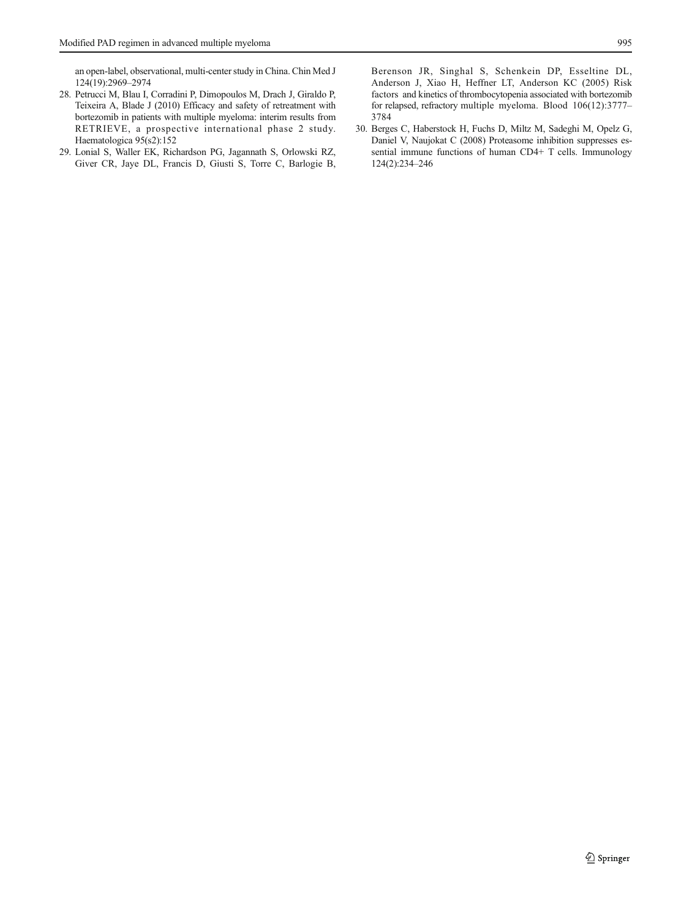an open-label, observational, multi-center study in China. Chin Med J 124(19):2969–2974

28. Petrucci M, Blau I, Corradini P, Dimopoulos M, Drach J, Giraldo P, Teixeira A, Blade J (2010) Efficacy and safety of retreatment with bortezomib in patients with multiple myeloma: interim results from RETRIEVE, a prospective international phase 2 study. Haematologica 95(s2):152
29. Lonial S, Waller EK, Richardson PG, Jagannath S, Orlowski RZ, Giver CR, Jaye DL, Francis D, Giusti S, Torre C, Barlogie B, Berenson JR, Singhal S, Schenkein DP, Esseltine DL, Anderson J, Xiao H, Heffner LT, Anderson KC (2005) Risk factors and kinetics of thrombocytopenia associated with bortezomib for relapsed, refractory multiple myeloma. Blood 106(12):3777–3784
30. Berges C, Haberstock H, Fuchs D, Miltz M, Sadeghi M, Opelz G, Daniel V, Naujokat C (2008) Proteasome inhibition suppresses essential immune functions of human CD4+ T cells. Immunology 124(2):234–246